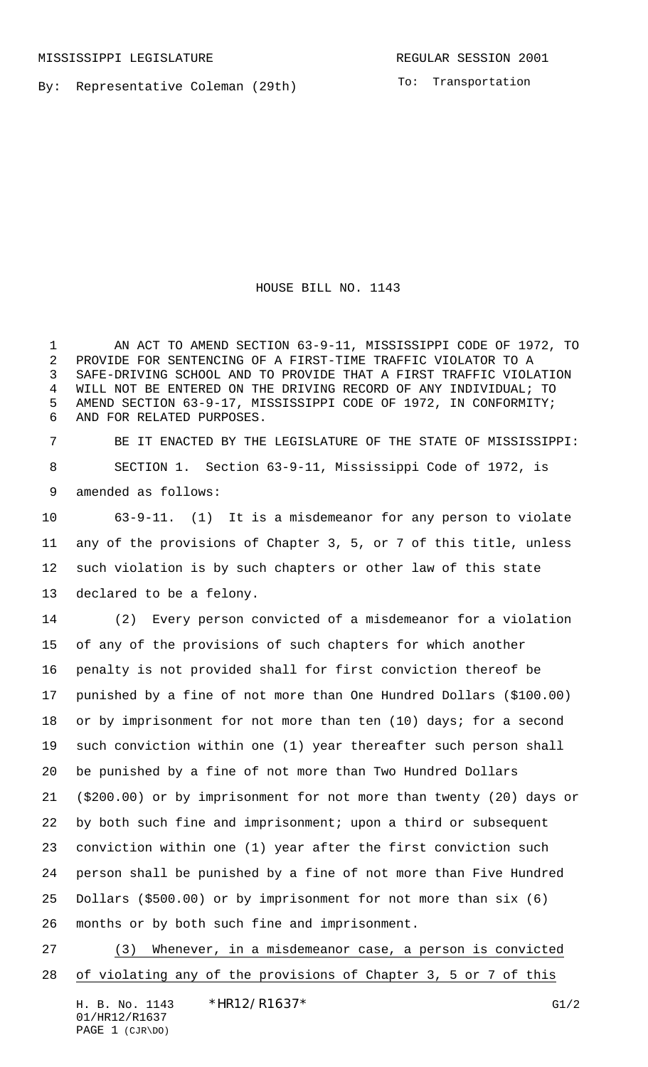MISSISSIPPI LEGISLATURE REGULAR SESSION 2001

By: Representative Coleman (29th)

To: Transportation

# HOUSE BILL NO. 1143

AN ACT TO AMEND SECTION 63-9-11, MISSISSIPPI CODE OF 1972, TO PROVIDE FOR SENTENCING OF A FIRST-TIME TRAFFIC VIOLATOR TO A SAFE-DRIVING SCHOOL AND TO PROVIDE THAT A FIRST TRAFFIC VIOLATION WILL NOT BE ENTERED ON THE DRIVING RECORD OF ANY INDIVIDUAL; TO AMEND SECTION 63-9-17, MISSISSIPPI CODE OF 1972, IN CONFORMITY; AND FOR RELATED PURPOSES.

BE IT ENACTED BY THE LEGISLATURE OF THE STATE OF MISSISSIPPI:

SECTION 1. Section 63-9-11, Mississippi Code of 1972, is amended as follows:

63-9-11. (1) It is a misdemeanor for any person to violate any of the provisions of Chapter 3, 5, or 7 of this title, unless such violation is by such chapters or other law of this state declared to be a felony.

(2) Every person convicted of a misdemeanor for a violation of any of the provisions of such chapters for which another penalty is not provided shall for first conviction thereof be punished by a fine of not more than One Hundred Dollars ($100.00) or by imprisonment for not more than ten (10) days; for a second such conviction within one (1) year thereafter such person shall be punished by a fine of not more than Two Hundred Dollars ($200.00) or by imprisonment for not more than twenty (20) days or by both such fine and imprisonment; upon a third or subsequent conviction within one (1) year after the first conviction such person shall be punished by a fine of not more than Five Hundred Dollars ($500.00) or by imprisonment for not more than six (6) months or by both such fine and imprisonment.

<u>(3) Whenever, in a misdemeanor case, a person is convicted of violating any of the provisions of Chapter 3, 5 or 7 of this</u>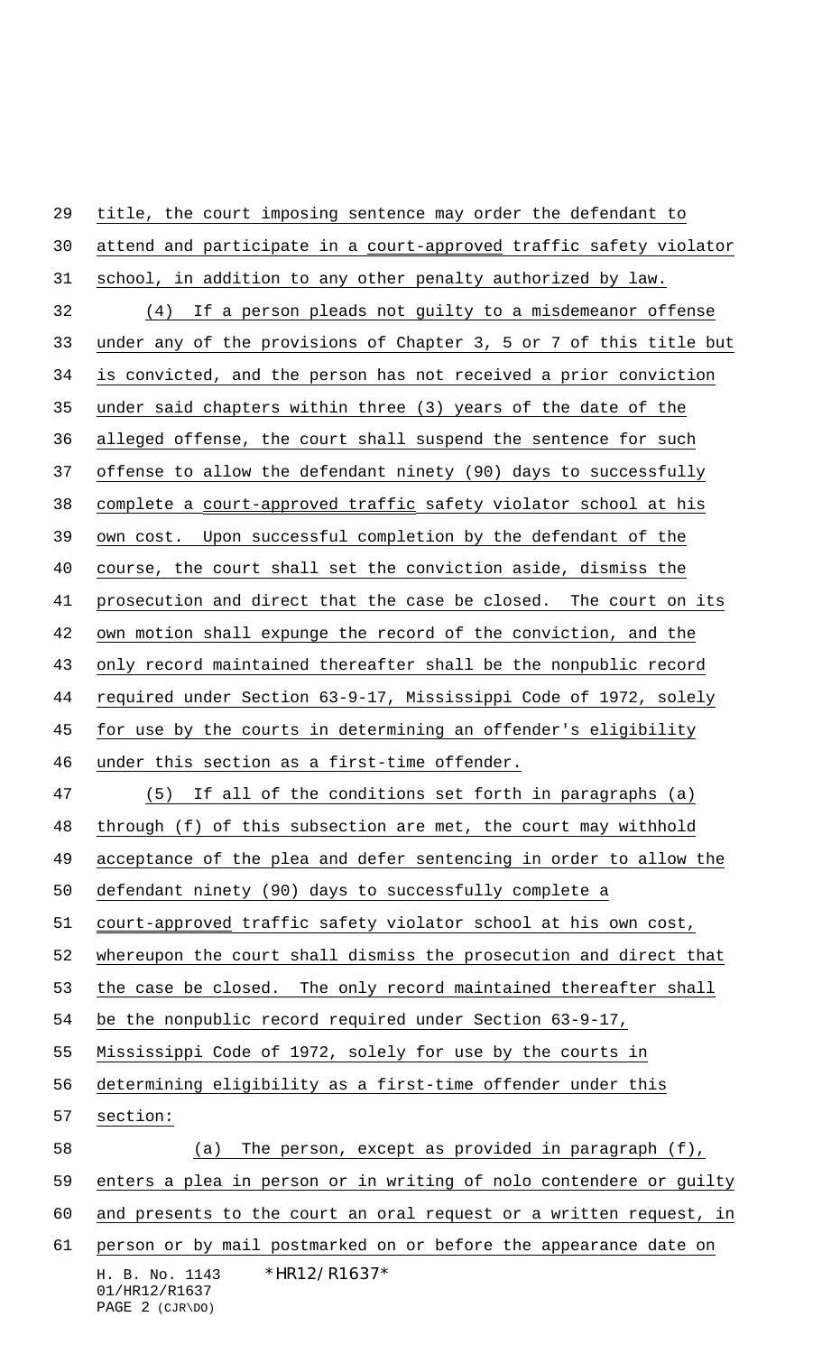title, the court imposing sentence may order the defendant to attend and participate in a court-approved traffic safety violator school, in addition to any other penalty authorized by law.

(4) If a person pleads not guilty to a misdemeanor offense under any of the provisions of Chapter 3, 5 or 7 of this title but is convicted, and the person has not received a prior conviction under said chapters within three (3) years of the date of the alleged offense, the court shall suspend the sentence for such offense to allow the defendant ninety (90) days to successfully complete a court-approved traffic safety violator school at his own cost. Upon successful completion by the defendant of the course, the court shall set the conviction aside, dismiss the prosecution and direct that the case be closed. The court on its own motion shall expunge the record of the conviction, and the only record maintained thereafter shall be the nonpublic record required under Section 63-9-17, Mississippi Code of 1972, solely for use by the courts in determining an offender's eligibility under this section as a first-time offender.

(5) If all of the conditions set forth in paragraphs (a) through (f) of this subsection are met, the court may withhold acceptance of the plea and defer sentencing in order to allow the defendant ninety (90) days to successfully complete a court-approved traffic safety violator school at his own cost, whereupon the court shall dismiss the prosecution and direct that the case be closed. The only record maintained thereafter shall be the nonpublic record required under Section 63-9-17, Mississippi Code of 1972, solely for use by the courts in determining eligibility as a first-time offender under this section:

(a) The person, except as provided in paragraph (f), enters a plea in person or in writing of nolo contendere or guilty and presents to the court an oral request or a written request, in person or by mail postmarked on or before the appearance date on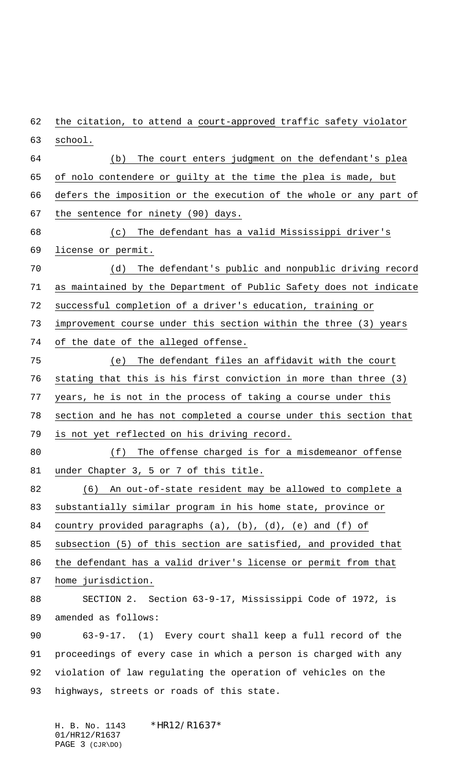the citation, to attend a court-approved traffic safety violator school.

(b) The court enters judgment on the defendant's plea of nolo contendere or guilty at the time the plea is made, but defers the imposition or the execution of the whole or any part of the sentence for ninety (90) days.

(c) The defendant has a valid Mississippi driver's license or permit.

(d) The defendant's public and nonpublic driving record as maintained by the Department of Public Safety does not indicate successful completion of a driver's education, training or improvement course under this section within the three (3) years of the date of the alleged offense.

(e) The defendant files an affidavit with the court stating that this is his first conviction in more than three (3) years, he is not in the process of taking a course under this section and he has not completed a course under this section that is not yet reflected on his driving record.

(f) The offense charged is for a misdemeanor offense under Chapter 3, 5 or 7 of this title.

(6) An out-of-state resident may be allowed to complete a substantially similar program in his home state, province or country provided paragraphs (a), (b), (d), (e) and (f) of subsection (5) of this section are satisfied, and provided that the defendant has a valid driver's license or permit from that home jurisdiction.

SECTION 2. Section 63-9-17, Mississippi Code of 1972, is amended as follows:

63-9-17. (1) Every court shall keep a full record of the proceedings of every case in which a person is charged with any violation of law regulating the operation of vehicles on the highways, streets or roads of this state.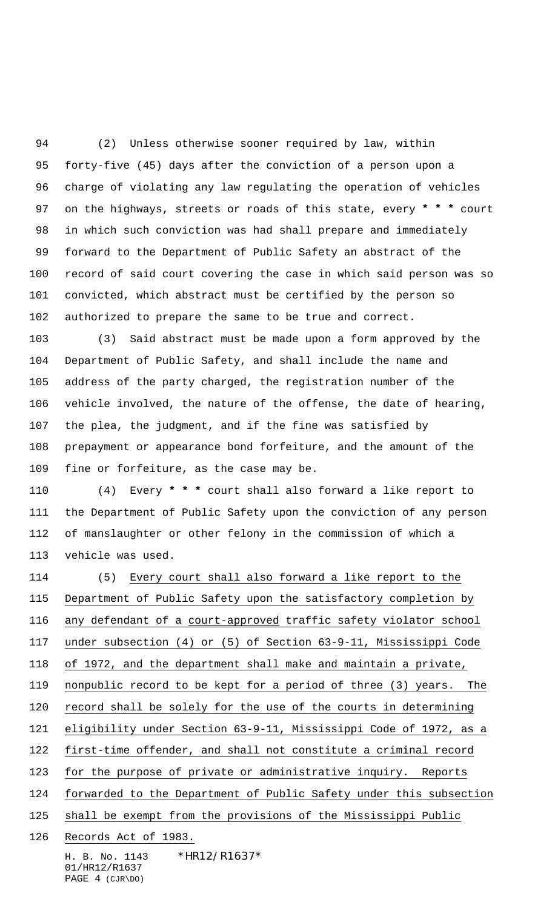(2) Unless otherwise sooner required by law, within forty-five (45) days after the conviction of a person upon a charge of violating any law regulating the operation of vehicles on the highways, streets or roads of this state, every *** court in which such conviction was had shall prepare and immediately forward to the Department of Public Safety an abstract of the record of said court covering the case in which said person was so convicted, which abstract must be certified by the person so authorized to prepare the same to be true and correct.

(3) Said abstract must be made upon a form approved by the Department of Public Safety, and shall include the name and address of the party charged, the registration number of the vehicle involved, the nature of the offense, the date of hearing, the plea, the judgment, and if the fine was satisfied by prepayment or appearance bond forfeiture, and the amount of the fine or forfeiture, as the case may be.

(4) Every *** court shall also forward a like report to the Department of Public Safety upon the conviction of any person of manslaughter or other felony in the commission of which a vehicle was used.

(5) <u>Every court shall also forward a like report to the Department of Public Safety upon the satisfactory completion by any defendant of a court-approved traffic safety violator school under subsection (4) or (5) of Section 63-9-11, Mississippi Code of 1972, and the department shall make and maintain a private, nonpublic record to be kept for a period of three (3) years. The record shall be solely for the use of the courts in determining eligibility under Section 63-9-11, Mississippi Code of 1972, as a first-time offender, and shall not constitute a criminal record for the purpose of private or administrative inquiry. Reports forwarded to the Department of Public Safety under this subsection shall be exempt from the provisions of the Mississippi Public Records Act of 1983.</u>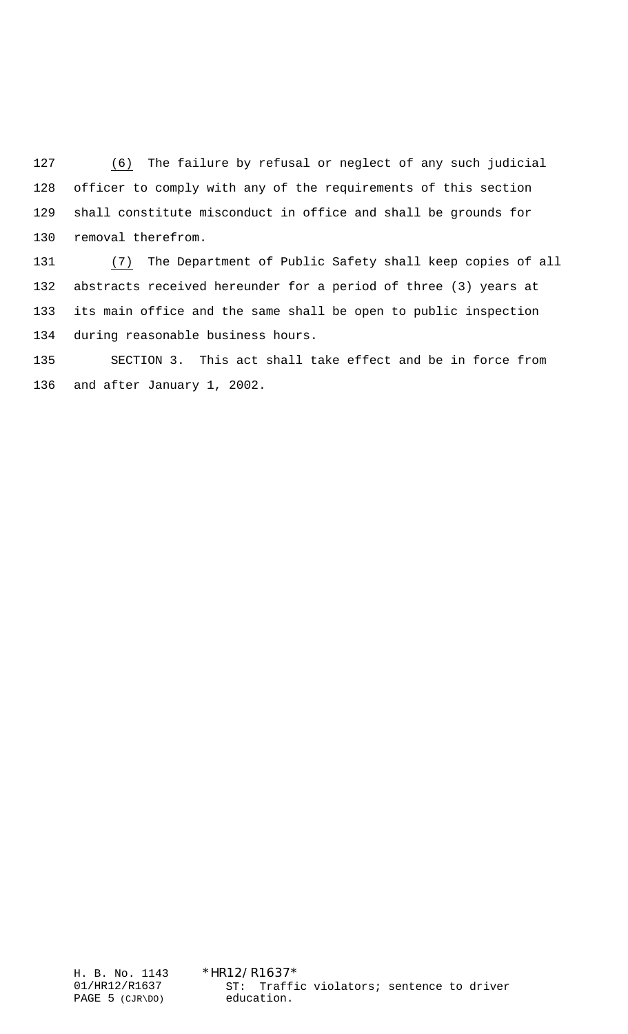(6) The failure by refusal or neglect of any such judicial officer to comply with any of the requirements of this section shall constitute misconduct in office and shall be grounds for removal therefrom.

(7) The Department of Public Safety shall keep copies of all abstracts received hereunder for a period of three (3) years at its main office and the same shall be open to public inspection during reasonable business hours.

SECTION 3. This act shall take effect and be in force from and after January 1, 2002.